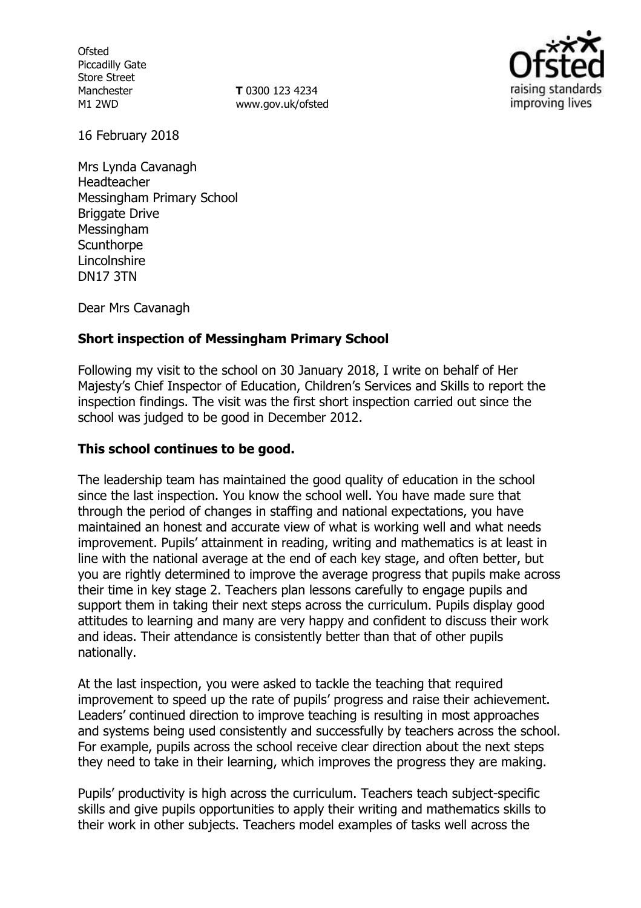Ofsted
Piccadilly Gate
Store Street
Manchester
M1 2WD

**T** 0300 123 4234
www.gov.uk/ofsted

16 February 2018

Mrs Lynda Cavanagh
Headteacher
Messingham Primary School
Briggate Drive
Messingham
Scunthorpe
Lincolnshire
DN17 3TN

Dear Mrs Cavanagh

**Short inspection of Messingham Primary School**

Following my visit to the school on 30 January 2018, I write on behalf of Her Majesty's Chief Inspector of Education, Children's Services and Skills to report the inspection findings. The visit was the first short inspection carried out since the school was judged to be good in December 2012.

**This school continues to be good.**

The leadership team has maintained the good quality of education in the school since the last inspection. You know the school well. You have made sure that through the period of changes in staffing and national expectations, you have maintained an honest and accurate view of what is working well and what needs improvement. Pupils' attainment in reading, writing and mathematics is at least in line with the national average at the end of each key stage, and often better, but you are rightly determined to improve the average progress that pupils make across their time in key stage 2. Teachers plan lessons carefully to engage pupils and support them in taking their next steps across the curriculum. Pupils display good attitudes to learning and many are very happy and confident to discuss their work and ideas. Their attendance is consistently better than that of other pupils nationally.

At the last inspection, you were asked to tackle the teaching that required improvement to speed up the rate of pupils' progress and raise their achievement. Leaders' continued direction to improve teaching is resulting in most approaches and systems being used consistently and successfully by teachers across the school. For example, pupils across the school receive clear direction about the next steps they need to take in their learning, which improves the progress they are making.

Pupils' productivity is high across the curriculum. Teachers teach subject-specific skills and give pupils opportunities to apply their writing and mathematics skills to their work in other subjects. Teachers model examples of tasks well across the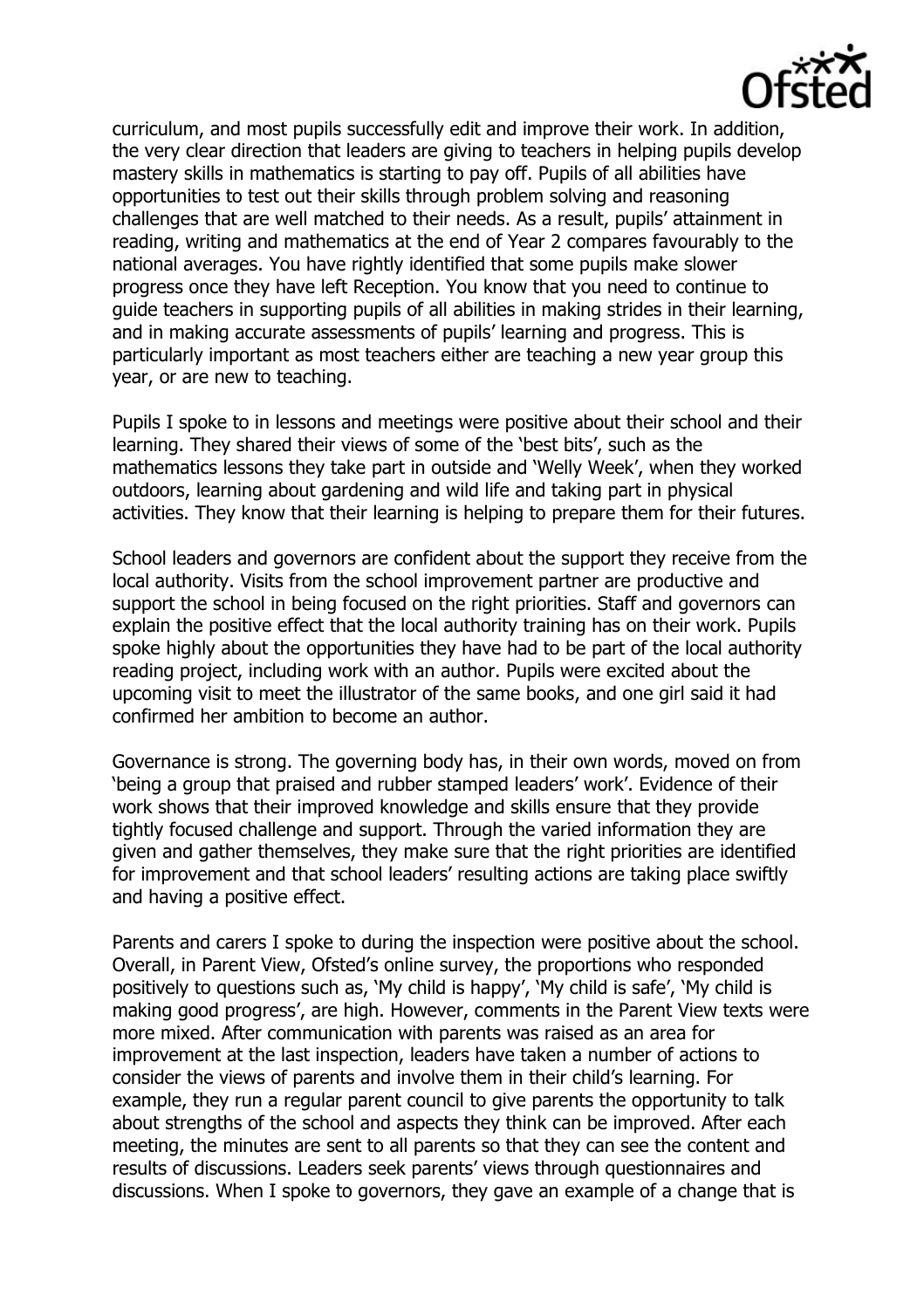curriculum, and most pupils successfully edit and improve their work. In addition, the very clear direction that leaders are giving to teachers in helping pupils develop mastery skills in mathematics is starting to pay off. Pupils of all abilities have opportunities to test out their skills through problem solving and reasoning challenges that are well matched to their needs. As a result, pupils' attainment in reading, writing and mathematics at the end of Year 2 compares favourably to the national averages. You have rightly identified that some pupils make slower progress once they have left Reception. You know that you need to continue to guide teachers in supporting pupils of all abilities in making strides in their learning, and in making accurate assessments of pupils' learning and progress. This is particularly important as most teachers either are teaching a new year group this year, or are new to teaching.

Pupils I spoke to in lessons and meetings were positive about their school and their learning. They shared their views of some of the 'best bits', such as the mathematics lessons they take part in outside and 'Welly Week', when they worked outdoors, learning about gardening and wild life and taking part in physical activities. They know that their learning is helping to prepare them for their futures.

School leaders and governors are confident about the support they receive from the local authority. Visits from the school improvement partner are productive and support the school in being focused on the right priorities. Staff and governors can explain the positive effect that the local authority training has on their work. Pupils spoke highly about the opportunities they have had to be part of the local authority reading project, including work with an author. Pupils were excited about the upcoming visit to meet the illustrator of the same books, and one girl said it had confirmed her ambition to become an author.

Governance is strong. The governing body has, in their own words, moved on from 'being a group that praised and rubber stamped leaders' work'. Evidence of their work shows that their improved knowledge and skills ensure that they provide tightly focused challenge and support. Through the varied information they are given and gather themselves, they make sure that the right priorities are identified for improvement and that school leaders' resulting actions are taking place swiftly and having a positive effect.

Parents and carers I spoke to during the inspection were positive about the school. Overall, in Parent View, Ofsted's online survey, the proportions who responded positively to questions such as, 'My child is happy', 'My child is safe', 'My child is making good progress', are high. However, comments in the Parent View texts were more mixed. After communication with parents was raised as an area for improvement at the last inspection, leaders have taken a number of actions to consider the views of parents and involve them in their child's learning. For example, they run a regular parent council to give parents the opportunity to talk about strengths of the school and aspects they think can be improved. After each meeting, the minutes are sent to all parents so that they can see the content and results of discussions. Leaders seek parents' views through questionnaires and discussions. When I spoke to governors, they gave an example of a change that is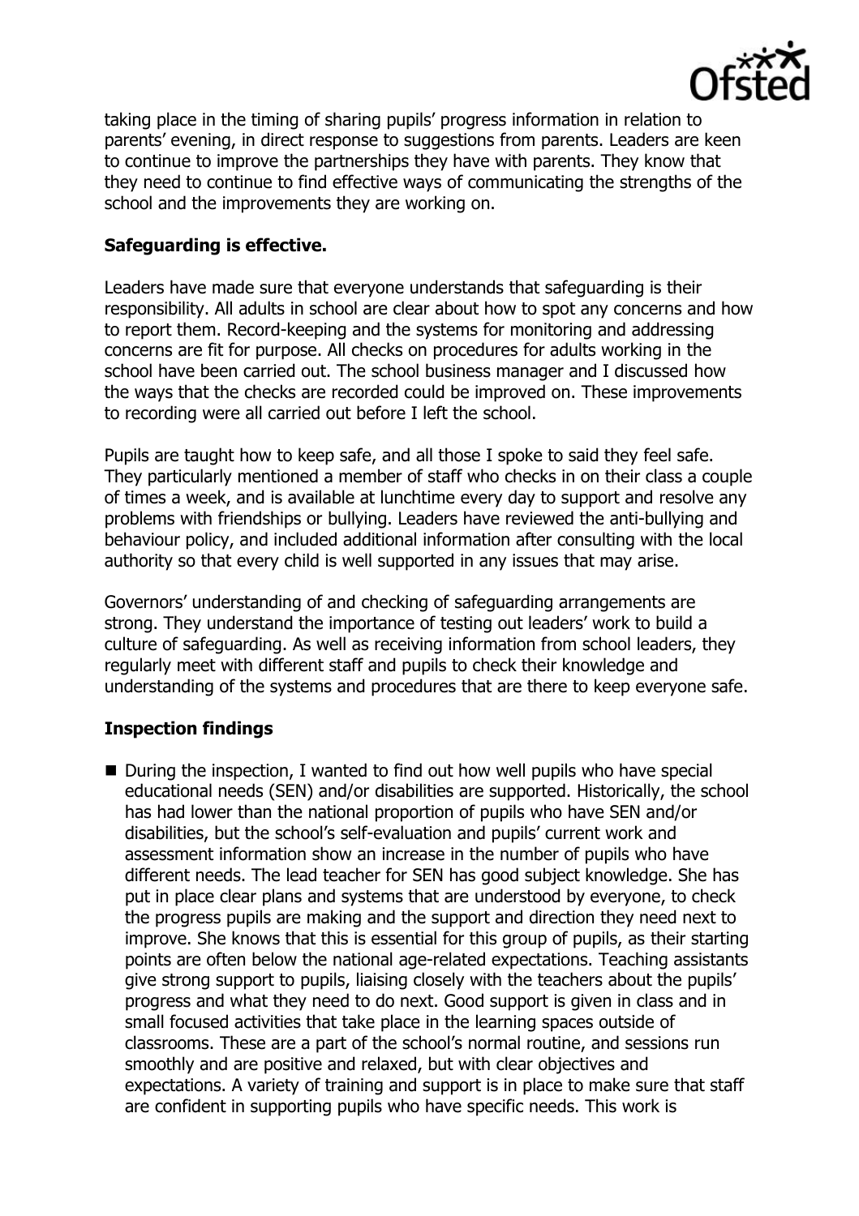taking place in the timing of sharing pupils' progress information in relation to parents' evening, in direct response to suggestions from parents. Leaders are keen to continue to improve the partnerships they have with parents. They know that they need to continue to find effective ways of communicating the strengths of the school and the improvements they are working on.

**Safeguarding is effective.**

Leaders have made sure that everyone understands that safeguarding is their responsibility. All adults in school are clear about how to spot any concerns and how to report them. Record-keeping and the systems for monitoring and addressing concerns are fit for purpose. All checks on procedures for adults working in the school have been carried out. The school business manager and I discussed how the ways that the checks are recorded could be improved on. These improvements to recording were all carried out before I left the school.

Pupils are taught how to keep safe, and all those I spoke to said they feel safe. They particularly mentioned a member of staff who checks in on their class a couple of times a week, and is available at lunchtime every day to support and resolve any problems with friendships or bullying. Leaders have reviewed the anti-bullying and behaviour policy, and included additional information after consulting with the local authority so that every child is well supported in any issues that may arise.

Governors' understanding of and checking of safeguarding arrangements are strong. They understand the importance of testing out leaders' work to build a culture of safeguarding. As well as receiving information from school leaders, they regularly meet with different staff and pupils to check their knowledge and understanding of the systems and procedures that are there to keep everyone safe.

**Inspection findings**

- During the inspection, I wanted to find out how well pupils who have special educational needs (SEN) and/or disabilities are supported. Historically, the school has had lower than the national proportion of pupils who have SEN and/or disabilities, but the school's self-evaluation and pupils' current work and assessment information show an increase in the number of pupils who have different needs. The lead teacher for SEN has good subject knowledge. She has put in place clear plans and systems that are understood by everyone, to check the progress pupils are making and the support and direction they need next to improve. She knows that this is essential for this group of pupils, as their starting points are often below the national age-related expectations. Teaching assistants give strong support to pupils, liaising closely with the teachers about the pupils' progress and what they need to do next. Good support is given in class and in small focused activities that take place in the learning spaces outside of classrooms. These are a part of the school's normal routine, and sessions run smoothly and are positive and relaxed, but with clear objectives and expectations. A variety of training and support is in place to make sure that staff are confident in supporting pupils who have specific needs. This work is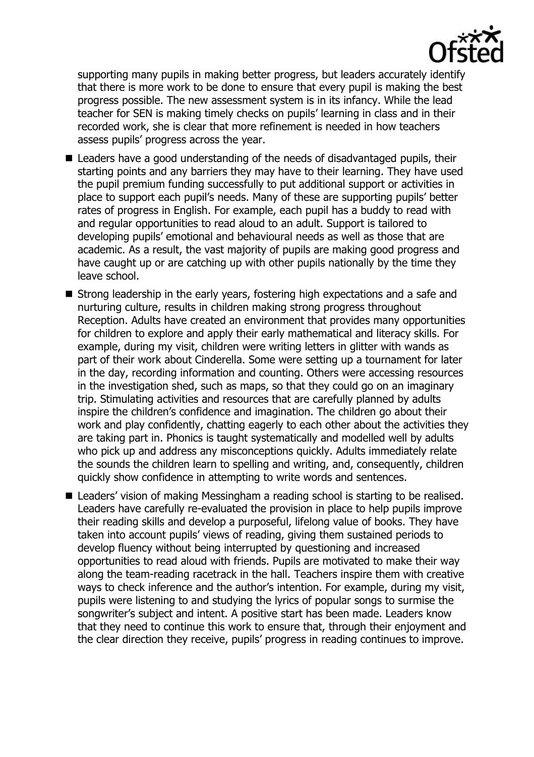supporting many pupils in making better progress, but leaders accurately identify that there is more work to be done to ensure that every pupil is making the best progress possible. The new assessment system is in its infancy. While the lead teacher for SEN is making timely checks on pupils' learning in class and in their recorded work, she is clear that more refinement is needed in how teachers assess pupils' progress across the year.

- Leaders have a good understanding of the needs of disadvantaged pupils, their starting points and any barriers they may have to their learning. They have used the pupil premium funding successfully to put additional support or activities in place to support each pupil's needs. Many of these are supporting pupils' better rates of progress in English. For example, each pupil has a buddy to read with and regular opportunities to read aloud to an adult. Support is tailored to developing pupils' emotional and behavioural needs as well as those that are academic. As a result, the vast majority of pupils are making good progress and have caught up or are catching up with other pupils nationally by the time they leave school.
- Strong leadership in the early years, fostering high expectations and a safe and nurturing culture, results in children making strong progress throughout Reception. Adults have created an environment that provides many opportunities for children to explore and apply their early mathematical and literacy skills. For example, during my visit, children were writing letters in glitter with wands as part of their work about Cinderella. Some were setting up a tournament for later in the day, recording information and counting. Others were accessing resources in the investigation shed, such as maps, so that they could go on an imaginary trip. Stimulating activities and resources that are carefully planned by adults inspire the children's confidence and imagination. The children go about their work and play confidently, chatting eagerly to each other about the activities they are taking part in. Phonics is taught systematically and modelled well by adults who pick up and address any misconceptions quickly. Adults immediately relate the sounds the children learn to spelling and writing, and, consequently, children quickly show confidence in attempting to write words and sentences.
- Leaders' vision of making Messingham a reading school is starting to be realised. Leaders have carefully re-evaluated the provision in place to help pupils improve their reading skills and develop a purposeful, lifelong value of books. They have taken into account pupils' views of reading, giving them sustained periods to develop fluency without being interrupted by questioning and increased opportunities to read aloud with friends. Pupils are motivated to make their way along the team-reading racetrack in the hall. Teachers inspire them with creative ways to check inference and the author's intention. For example, during my visit, pupils were listening to and studying the lyrics of popular songs to surmise the songwriter's subject and intent. A positive start has been made. Leaders know that they need to continue this work to ensure that, through their enjoyment and the clear direction they receive, pupils' progress in reading continues to improve.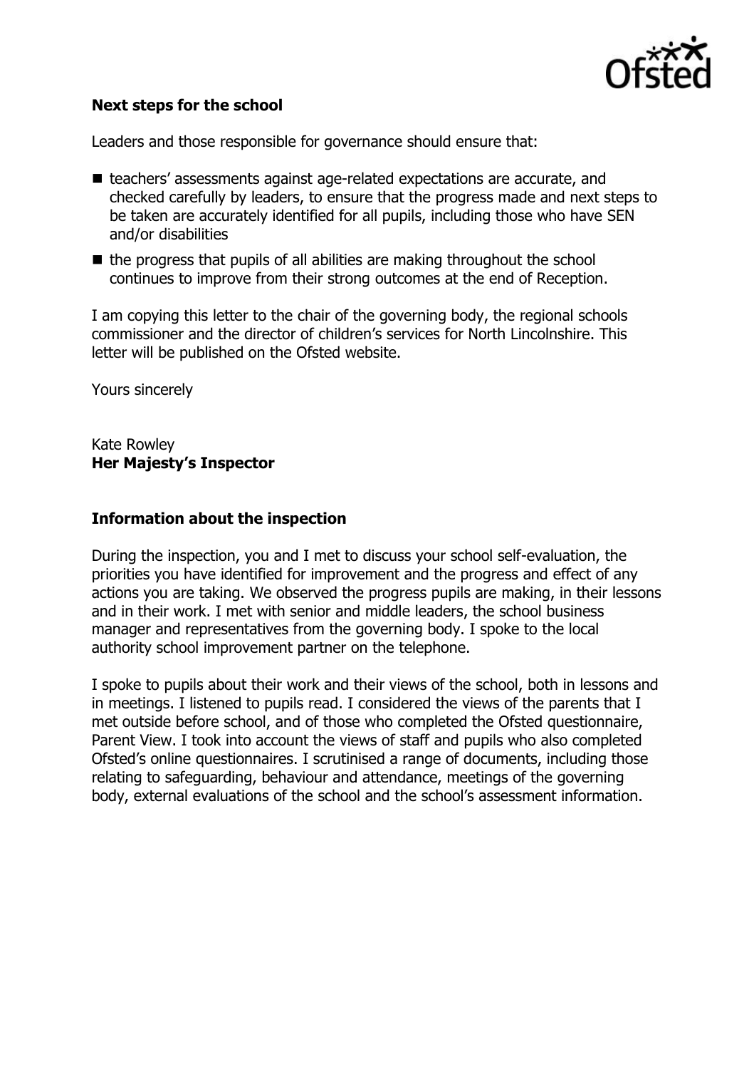**Next steps for the school**

Leaders and those responsible for governance should ensure that:

- teachers' assessments against age-related expectations are accurate, and checked carefully by leaders, to ensure that the progress made and next steps to be taken are accurately identified for all pupils, including those who have SEN and/or disabilities
- the progress that pupils of all abilities are making throughout the school continues to improve from their strong outcomes at the end of Reception.

I am copying this letter to the chair of the governing body, the regional schools commissioner and the director of children's services for North Lincolnshire. This letter will be published on the Ofsted website.

Yours sincerely

Kate Rowley
**Her Majesty's Inspector**

## Information about the inspection

During the inspection, you and I met to discuss your school self-evaluation, the priorities you have identified for improvement and the progress and effect of any actions you are taking. We observed the progress pupils are making, in their lessons and in their work. I met with senior and middle leaders, the school business manager and representatives from the governing body. I spoke to the local authority school improvement partner on the telephone.

I spoke to pupils about their work and their views of the school, both in lessons and in meetings. I listened to pupils read. I considered the views of the parents that I met outside before school, and of those who completed the Ofsted questionnaire, Parent View. I took into account the views of staff and pupils who also completed Ofsted's online questionnaires. I scrutinised a range of documents, including those relating to safeguarding, behaviour and attendance, meetings of the governing body, external evaluations of the school and the school's assessment information.